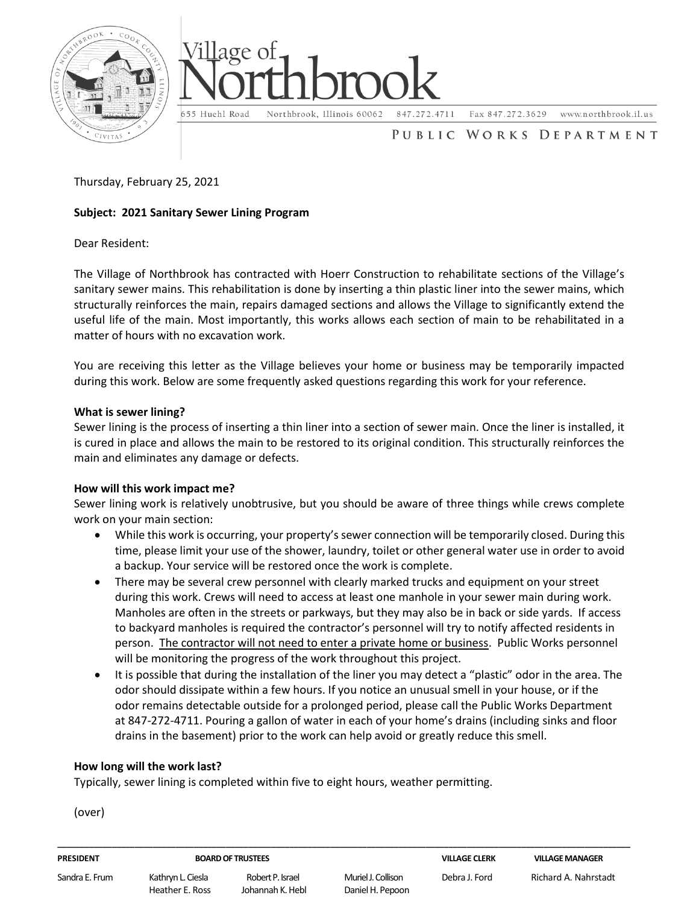# Village of Northbrook

655 Huehl Road Northbrook, Illinois 60062 847.272.4711 Fax 847.272.3629 www.northbrook.il.us

## PUBLIC WORKS DEPARTMENT

Thursday, February 25, 2021

**Subject: 2021 Sanitary Sewer Lining Program**

Dear Resident:

The Village of Northbrook has contracted with Hoerr Construction to rehabilitate sections of the Village's sanitary sewer mains. This rehabilitation is done by inserting a thin plastic liner into the sewer mains, which structurally reinforces the main, repairs damaged sections and allows the Village to significantly extend the useful life of the main. Most importantly, this works allows each section of main to be rehabilitated in a matter of hours with no excavation work.

You are receiving this letter as the Village believes your home or business may be temporarily impacted during this work. Below are some frequently asked questions regarding this work for your reference.

**What is sewer lining?**

Sewer lining is the process of inserting a thin liner into a section of sewer main. Once the liner is installed, it is cured in place and allows the main to be restored to its original condition. This structurally reinforces the main and eliminates any damage or defects.

**How will this work impact me?**

Sewer lining work is relatively unobtrusive, but you should be aware of three things while crews complete work on your main section:

- While this work is occurring, your property's sewer connection will be temporarily closed. During this time, please limit your use of the shower, laundry, toilet or other general water use in order to avoid a backup. Your service will be restored once the work is complete.
- There may be several crew personnel with clearly marked trucks and equipment on your street during this work. Crews will need to access at least one manhole in your sewer main during work. Manholes are often in the streets or parkways, but they may also be in back or side yards. If access to backyard manholes is required the contractor's personnel will try to notify affected residents in person. <u>The contractor will not need to enter a private home or business</u>. Public Works personnel will be monitoring the progress of the work throughout this project.
- It is possible that during the installation of the liner you may detect a "plastic" odor in the area. The odor should dissipate within a few hours. If you notice an unusual smell in your house, or if the odor remains detectable outside for a prolonged period, please call the Public Works Department at 847-272-4711. Pouring a gallon of water in each of your home's drains (including sinks and floor drains in the basement) prior to the work can help avoid or greatly reduce this smell.

**How long will the work last?**

Typically, sewer lining is completed within five to eight hours, weather permitting.

(over)

| PRESIDENT | BOARD OF TRUSTEES | | | VILLAGE CLERK | VILLAGE MANAGER |
|---|---|---|---|---|---|
| Sandra E. Frum | Kathryn L. Ciesla | Robert P. Israel | Muriel J. Collison | Debra J. Ford | Richard A. Nahrstadt |
| | Heather E. Ross | Johannah K. Hebl | Daniel H. Pepoon | | |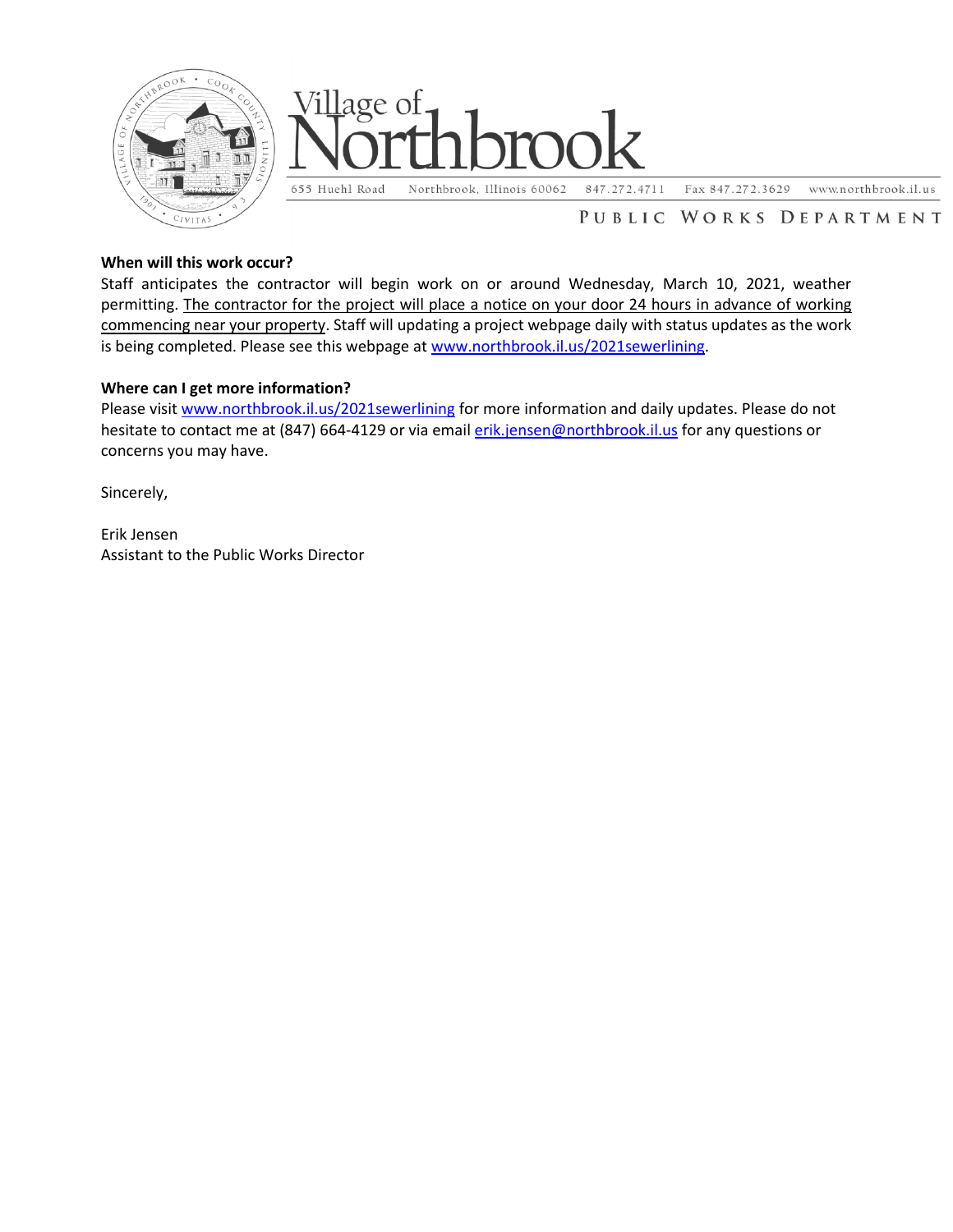# Village of Northbrook

655 Huehl Road Northbrook, Illinois 60062 847.272.4711 Fax 847.272.3629 www.northbrook.il.us

PUBLIC WORKS DEPARTMENT

**When will this work occur?**

Staff anticipates the contractor will begin work on or around Wednesday, March 10, 2021, weather permitting. The contractor for the project will place a notice on your door 24 hours in advance of working commencing near your property. Staff will updating a project webpage daily with status updates as the work is being completed. Please see this webpage at www.northbrook.il.us/2021sewerlining.

**Where can I get more information?**

Please visit www.northbrook.il.us/2021sewerlining for more information and daily updates. Please do not hesitate to contact me at (847) 664-4129 or via email erik.jensen@northbrook.il.us for any questions or concerns you may have.

Sincerely,

Erik Jensen
Assistant to the Public Works Director